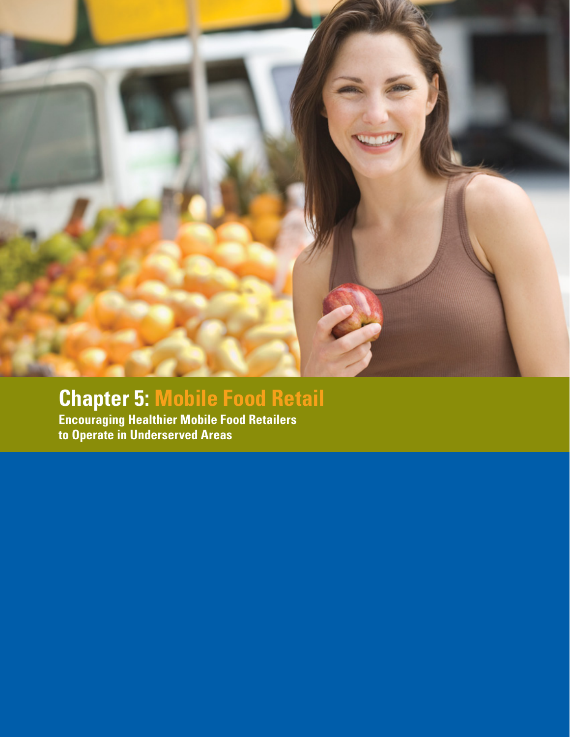# Chapter 5: Mobile Food Retail

**Encouraging Healthier Mobile Food Retailers to Operate in Underserved Areas**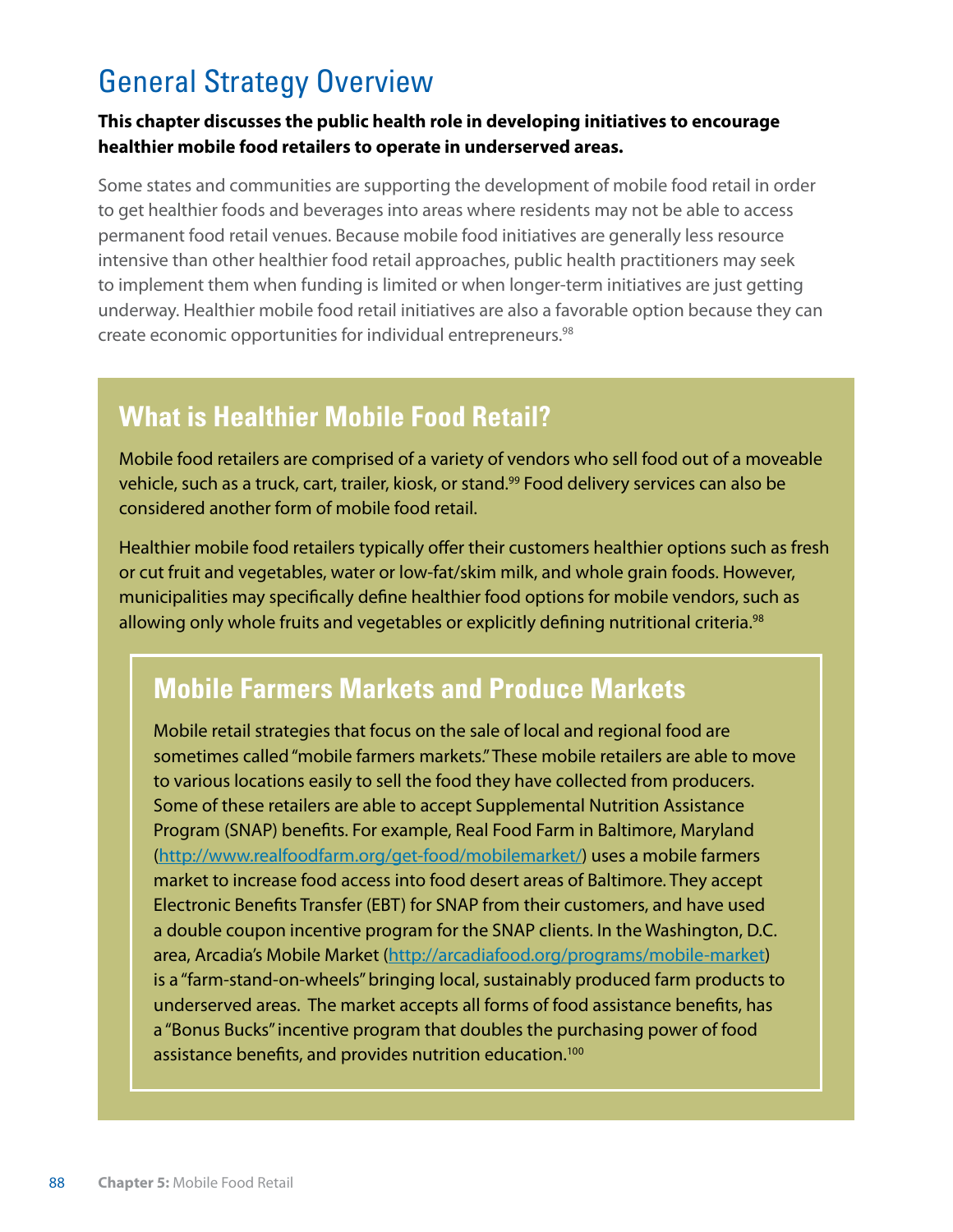# General Strategy Overview

**This chapter discusses the public health role in developing initiatives to encourage healthier mobile food retailers to operate in underserved areas.**

Some states and communities are supporting the development of mobile food retail in order to get healthier foods and beverages into areas where residents may not be able to access permanent food retail venues. Because mobile food initiatives are generally less resource intensive than other healthier food retail approaches, public health practitioners may seek to implement them when funding is limited or when longer-term initiatives are just getting underway. Healthier mobile food retail initiatives are also a favorable option because they can create economic opportunities for individual entrepreneurs.[98]

## What is Healthier Mobile Food Retail?

Mobile food retailers are comprised of a variety of vendors who sell food out of a moveable vehicle, such as a truck, cart, trailer, kiosk, or stand.[99] Food delivery services can also be considered another form of mobile food retail.

Healthier mobile food retailers typically offer their customers healthier options such as fresh or cut fruit and vegetables, water or low-fat/skim milk, and whole grain foods. However, municipalities may specifically define healthier food options for mobile vendors, such as allowing only whole fruits and vegetables or explicitly defining nutritional criteria.[98]

### Mobile Farmers Markets and Produce Markets

Mobile retail strategies that focus on the sale of local and regional food are sometimes called "mobile farmers markets." These mobile retailers are able to move to various locations easily to sell the food they have collected from producers. Some of these retailers are able to accept Supplemental Nutrition Assistance Program (SNAP) benefits. For example, Real Food Farm in Baltimore, Maryland (http://www.realfoodfarm.org/get-food/mobilemarket/) uses a mobile farmers market to increase food access into food desert areas of Baltimore. They accept Electronic Benefits Transfer (EBT) for SNAP from their customers, and have used a double coupon incentive program for the SNAP clients. In the Washington, D.C. area, Arcadia's Mobile Market (http://arcadiafood.org/programs/mobile-market) is a "farm-stand-on-wheels" bringing local, sustainably produced farm products to underserved areas. The market accepts all forms of food assistance benefits, has a "Bonus Bucks" incentive program that doubles the purchasing power of food assistance benefits, and provides nutrition education.[100]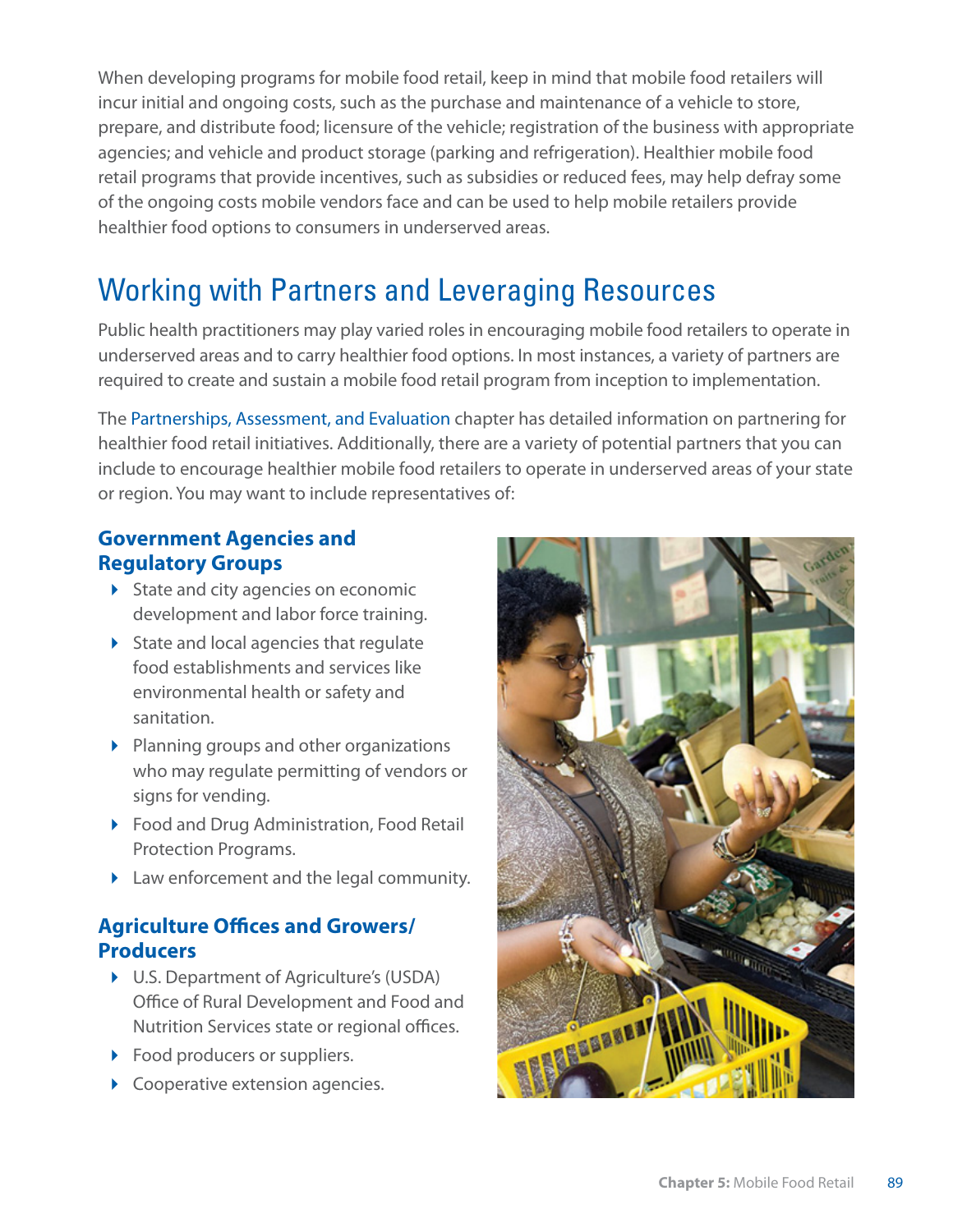When developing programs for mobile food retail, keep in mind that mobile food retailers will incur initial and ongoing costs, such as the purchase and maintenance of a vehicle to store, prepare, and distribute food; licensure of the vehicle; registration of the business with appropriate agencies; and vehicle and product storage (parking and refrigeration). Healthier mobile food retail programs that provide incentives, such as subsidies or reduced fees, may help defray some of the ongoing costs mobile vendors face and can be used to help mobile retailers provide healthier food options to consumers in underserved areas.

## Working with Partners and Leveraging Resources

Public health practitioners may play varied roles in encouraging mobile food retailers to operate in underserved areas and to carry healthier food options. In most instances, a variety of partners are required to create and sustain a mobile food retail program from inception to implementation.

The Partnerships, Assessment, and Evaluation chapter has detailed information on partnering for healthier food retail initiatives. Additionally, there are a variety of potential partners that you can include to encourage healthier mobile food retailers to operate in underserved areas of your state or region. You may want to include representatives of:

### Government Agencies and Regulatory Groups

- State and city agencies on economic development and labor force training.
- State and local agencies that regulate food establishments and services like environmental health or safety and sanitation.
- Planning groups and other organizations who may regulate permitting of vendors or signs for vending.
- Food and Drug Administration, Food Retail Protection Programs.
- Law enforcement and the legal community.

### Agriculture Offices and Growers/ Producers

- U.S. Department of Agriculture's (USDA) Office of Rural Development and Food and Nutrition Services state or regional offices.
- Food producers or suppliers.
- Cooperative extension agencies.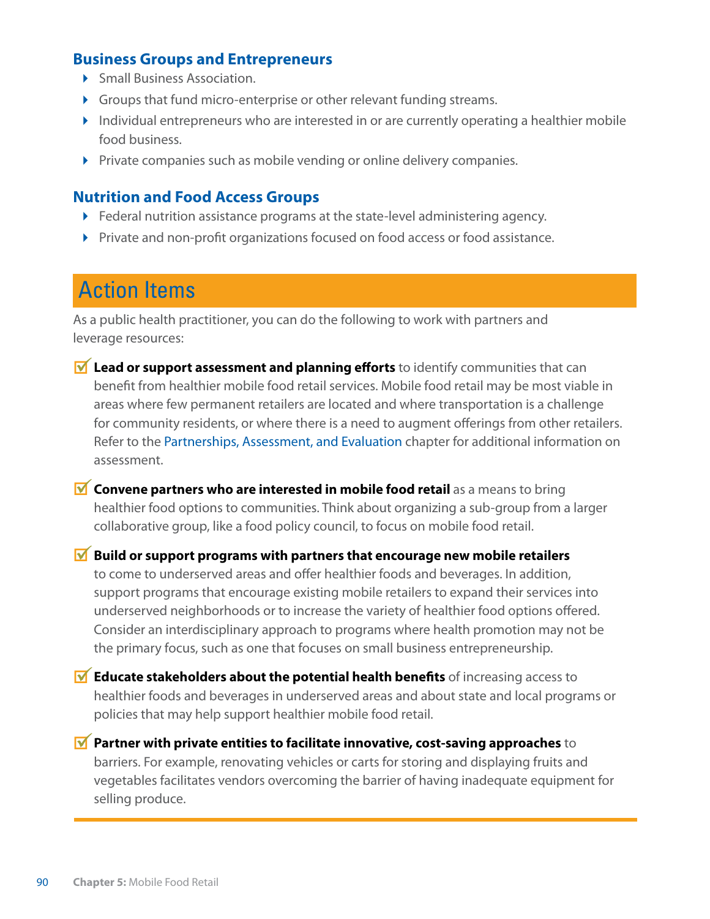### Business Groups and Entrepreneurs

- Small Business Association.
- Groups that fund micro-enterprise or other relevant funding streams.
- Individual entrepreneurs who are interested in or are currently operating a healthier mobile food business.
- Private companies such as mobile vending or online delivery companies.

### Nutrition and Food Access Groups

- Federal nutrition assistance programs at the state-level administering agency.
- Private and non-profit organizations focused on food access or food assistance.

## Action Items

As a public health practitioner, you can do the following to work with partners and leverage resources:

- **Lead or support assessment and planning efforts** to identify communities that can benefit from healthier mobile food retail services. Mobile food retail may be most viable in areas where few permanent retailers are located and where transportation is a challenge for community residents, or where there is a need to augment offerings from other retailers. Refer to the Partnerships, Assessment, and Evaluation chapter for additional information on assessment.
- **Convene partners who are interested in mobile food retail** as a means to bring healthier food options to communities. Think about organizing a sub-group from a larger collaborative group, like a food policy council, to focus on mobile food retail.
- **Build or support programs with partners that encourage new mobile retailers** to come to underserved areas and offer healthier foods and beverages. In addition, support programs that encourage existing mobile retailers to expand their services into underserved neighborhoods or to increase the variety of healthier food options offered. Consider an interdisciplinary approach to programs where health promotion may not be the primary focus, such as one that focuses on small business entrepreneurship.
- **Educate stakeholders about the potential health benefits** of increasing access to healthier foods and beverages in underserved areas and about state and local programs or policies that may help support healthier mobile food retail.
- **Partner with private entities to facilitate innovative, cost-saving approaches** to barriers. For example, renovating vehicles or carts for storing and displaying fruits and vegetables facilitates vendors overcoming the barrier of having inadequate equipment for selling produce.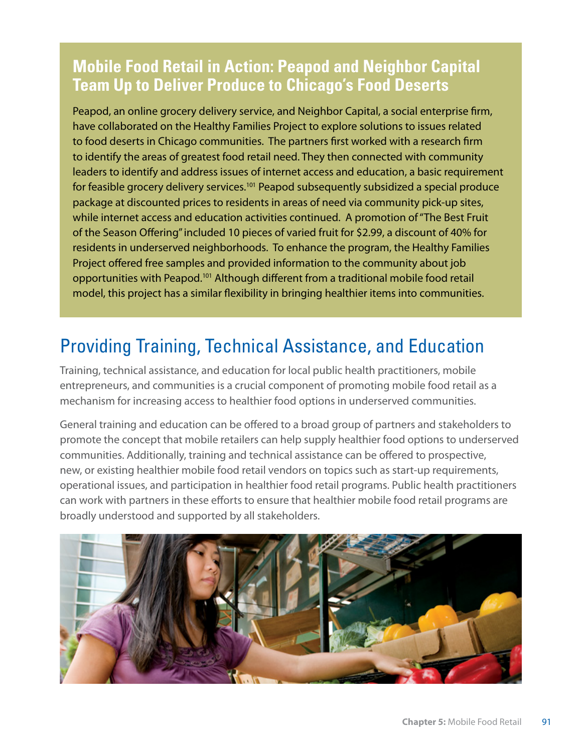## Mobile Food Retail in Action: Peapod and Neighbor Capital Team Up to Deliver Produce to Chicago's Food Deserts

Peapod, an online grocery delivery service, and Neighbor Capital, a social enterprise firm, have collaborated on the Healthy Families Project to explore solutions to issues related to food deserts in Chicago communities. The partners first worked with a research firm to identify the areas of greatest food retail need. They then connected with community leaders to identify and address issues of internet access and education, a basic requirement for feasible grocery delivery services.[101] Peapod subsequently subsidized a special produce package at discounted prices to residents in areas of need via community pick-up sites, while internet access and education activities continued. A promotion of "The Best Fruit of the Season Offering" included 10 pieces of varied fruit for $2.99, a discount of 40% for residents in underserved neighborhoods. To enhance the program, the Healthy Families Project offered free samples and provided information to the community about job opportunities with Peapod.[101] Although different from a traditional mobile food retail model, this project has a similar flexibility in bringing healthier items into communities.

# Providing Training, Technical Assistance, and Education

Training, technical assistance, and education for local public health practitioners, mobile entrepreneurs, and communities is a crucial component of promoting mobile food retail as a mechanism for increasing access to healthier food options in underserved communities.

General training and education can be offered to a broad group of partners and stakeholders to promote the concept that mobile retailers can help supply healthier food options to underserved communities. Additionally, training and technical assistance can be offered to prospective, new, or existing healthier mobile food retail vendors on topics such as start-up requirements, operational issues, and participation in healthier food retail programs. Public health practitioners can work with partners in these efforts to ensure that healthier mobile food retail programs are broadly understood and supported by all stakeholders.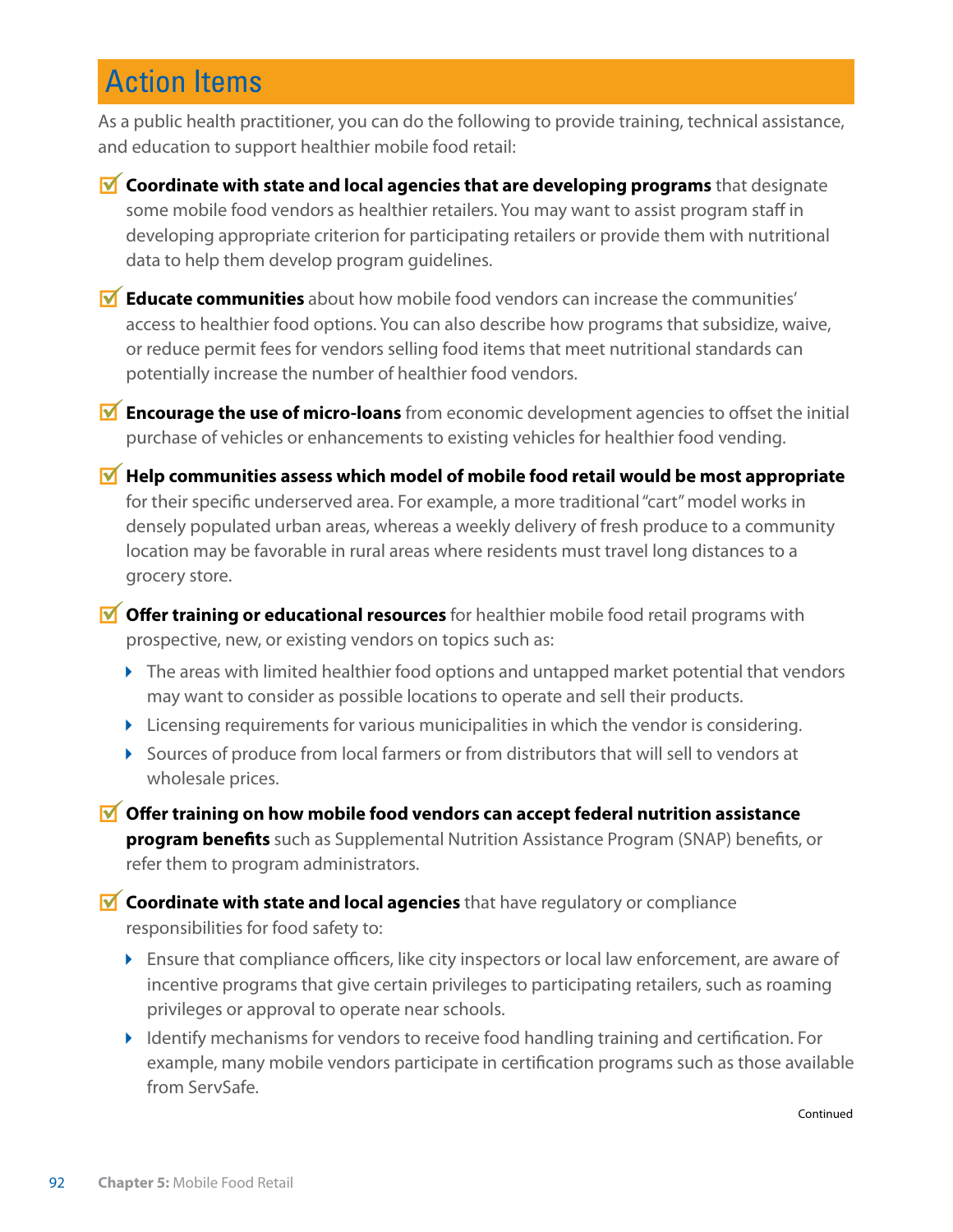## Action Items

As a public health practitioner, you can do the following to provide training, technical assistance, and education to support healthier mobile food retail:

- ☑ **Coordinate with state and local agencies that are developing programs** that designate some mobile food vendors as healthier retailers. You may want to assist program staff in developing appropriate criterion for participating retailers or provide them with nutritional data to help them develop program guidelines.
- ☑ **Educate communities** about how mobile food vendors can increase the communities' access to healthier food options. You can also describe how programs that subsidize, waive, or reduce permit fees for vendors selling food items that meet nutritional standards can potentially increase the number of healthier food vendors.
- ☑ **Encourage the use of micro-loans** from economic development agencies to offset the initial purchase of vehicles or enhancements to existing vehicles for healthier food vending.
- ☑ **Help communities assess which model of mobile food retail would be most appropriate** for their specific underserved area. For example, a more traditional "cart" model works in densely populated urban areas, whereas a weekly delivery of fresh produce to a community location may be favorable in rural areas where residents must travel long distances to a grocery store.
- ☑ **Offer training or educational resources** for healthier mobile food retail programs with prospective, new, or existing vendors on topics such as:
  - The areas with limited healthier food options and untapped market potential that vendors may want to consider as possible locations to operate and sell their products.
  - Licensing requirements for various municipalities in which the vendor is considering.
  - Sources of produce from local farmers or from distributors that will sell to vendors at wholesale prices.
- ☑ **Offer training on how mobile food vendors can accept federal nutrition assistance program benefits** such as Supplemental Nutrition Assistance Program (SNAP) benefits, or refer them to program administrators.
- ☑ **Coordinate with state and local agencies** that have regulatory or compliance responsibilities for food safety to:
  - Ensure that compliance officers, like city inspectors or local law enforcement, are aware of incentive programs that give certain privileges to participating retailers, such as roaming privileges or approval to operate near schools.
  - Identify mechanisms for vendors to receive food handling training and certification. For example, many mobile vendors participate in certification programs such as those available from ServSafe.

Continued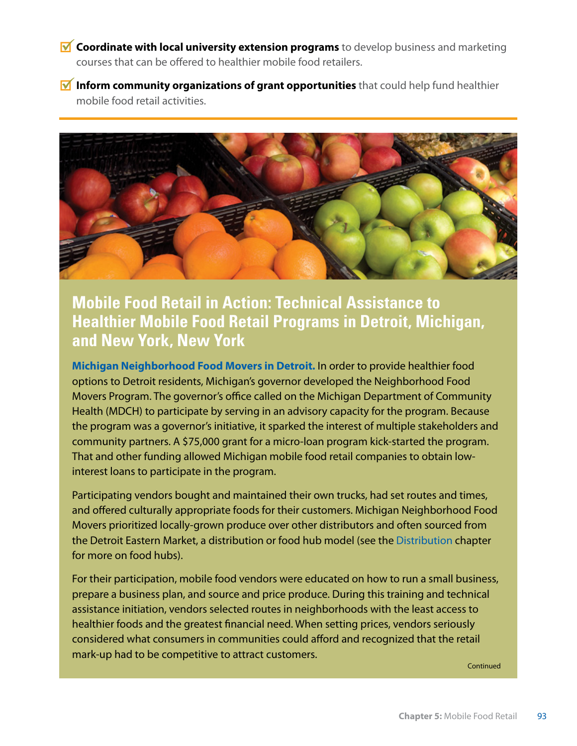- ☑ **Coordinate with local university extension programs** to develop business and marketing courses that can be offered to healthier mobile food retailers.

- ☑ **Inform community organizations of grant opportunities** that could help fund healthier mobile food retail activities.

## Mobile Food Retail in Action: Technical Assistance to Healthier Mobile Food Retail Programs in Detroit, Michigan, and New York, New York

**Michigan Neighborhood Food Movers in Detroit.** In order to provide healthier food options to Detroit residents, Michigan's governor developed the Neighborhood Food Movers Program. The governor's office called on the Michigan Department of Community Health (MDCH) to participate by serving in an advisory capacity for the program. Because the program was a governor's initiative, it sparked the interest of multiple stakeholders and community partners. A $75,000 grant for a micro-loan program kick-started the program. That and other funding allowed Michigan mobile food retail companies to obtain low-interest loans to participate in the program.

Participating vendors bought and maintained their own trucks, had set routes and times, and offered culturally appropriate foods for their customers. Michigan Neighborhood Food Movers prioritized locally-grown produce over other distributors and often sourced from the Detroit Eastern Market, a distribution or food hub model (see the Distribution chapter for more on food hubs).

For their participation, mobile food vendors were educated on how to run a small business, prepare a business plan, and source and price produce. During this training and technical assistance initiation, vendors selected routes in neighborhoods with the least access to healthier foods and the greatest financial need. When setting prices, vendors seriously considered what consumers in communities could afford and recognized that the retail mark-up had to be competitive to attract customers.

Continued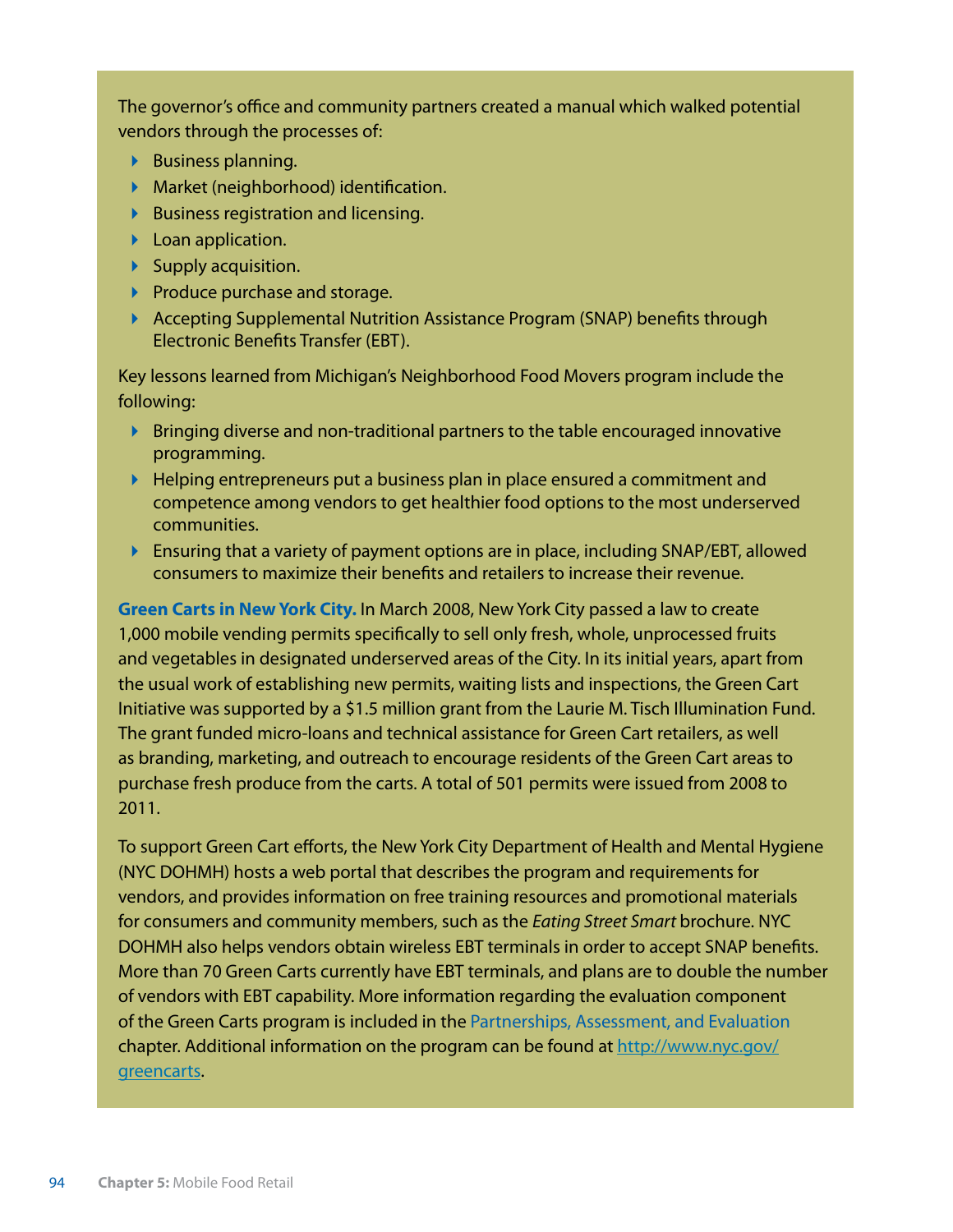The governor's office and community partners created a manual which walked potential vendors through the processes of:

- Business planning.
- Market (neighborhood) identification.
- Business registration and licensing.
- Loan application.
- Supply acquisition.
- Produce purchase and storage.
- Accepting Supplemental Nutrition Assistance Program (SNAP) benefits through Electronic Benefits Transfer (EBT).

Key lessons learned from Michigan's Neighborhood Food Movers program include the following:

- Bringing diverse and non-traditional partners to the table encouraged innovative programming.
- Helping entrepreneurs put a business plan in place ensured a commitment and competence among vendors to get healthier food options to the most underserved communities.
- Ensuring that a variety of payment options are in place, including SNAP/EBT, allowed consumers to maximize their benefits and retailers to increase their revenue.

**Green Carts in New York City.** In March 2008, New York City passed a law to create 1,000 mobile vending permits specifically to sell only fresh, whole, unprocessed fruits and vegetables in designated underserved areas of the City. In its initial years, apart from the usual work of establishing new permits, waiting lists and inspections, the Green Cart Initiative was supported by a $1.5 million grant from the Laurie M. Tisch Illumination Fund. The grant funded micro-loans and technical assistance for Green Cart retailers, as well as branding, marketing, and outreach to encourage residents of the Green Cart areas to purchase fresh produce from the carts. A total of 501 permits were issued from 2008 to 2011.

To support Green Cart efforts, the New York City Department of Health and Mental Hygiene (NYC DOHMH) hosts a web portal that describes the program and requirements for vendors, and provides information on free training resources and promotional materials for consumers and community members, such as the *Eating Street Smart* brochure. NYC DOHMH also helps vendors obtain wireless EBT terminals in order to accept SNAP benefits. More than 70 Green Carts currently have EBT terminals, and plans are to double the number of vendors with EBT capability. More information regarding the evaluation component of the Green Carts program is included in the Partnerships, Assessment, and Evaluation chapter. Additional information on the program can be found at http://www.nyc.gov/greencarts.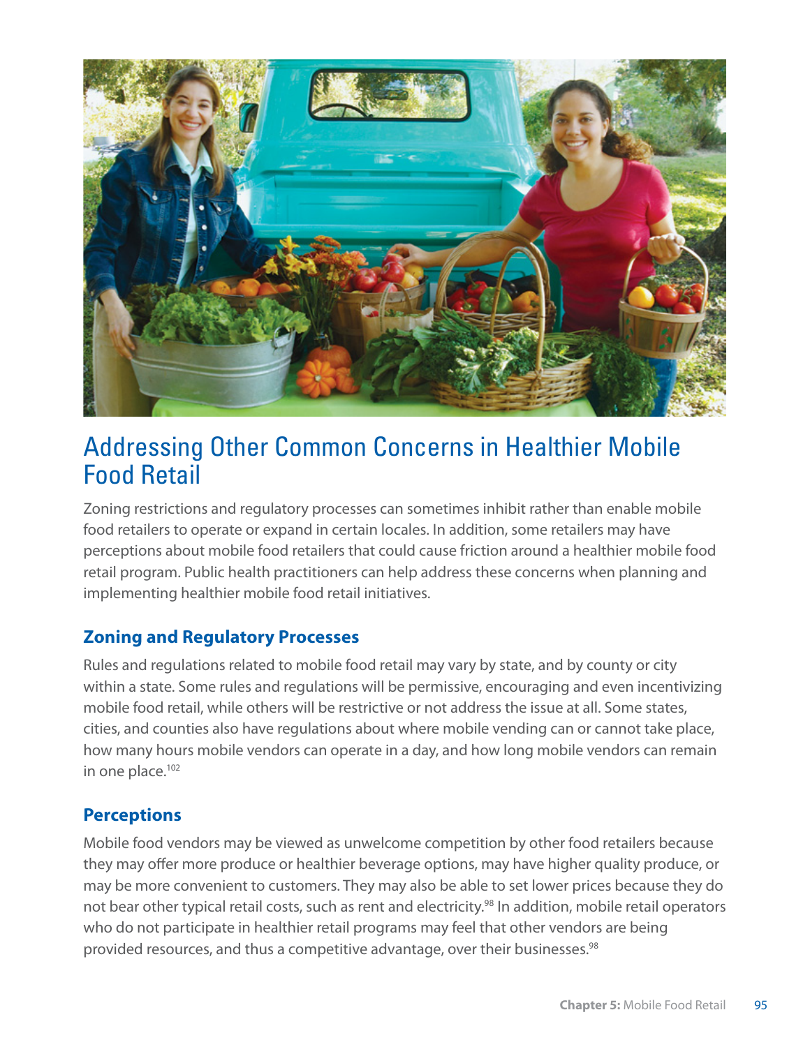# Addressing Other Common Concerns in Healthier Mobile Food Retail

Zoning restrictions and regulatory processes can sometimes inhibit rather than enable mobile food retailers to operate or expand in certain locales. In addition, some retailers may have perceptions about mobile food retailers that could cause friction around a healthier mobile food retail program. Public health practitioners can help address these concerns when planning and implementing healthier mobile food retail initiatives.

## Zoning and Regulatory Processes

Rules and regulations related to mobile food retail may vary by state, and by county or city within a state. Some rules and regulations will be permissive, encouraging and even incentivizing mobile food retail, while others will be restrictive or not address the issue at all. Some states, cities, and counties also have regulations about where mobile vending can or cannot take place, how many hours mobile vendors can operate in a day, and how long mobile vendors can remain in one place.[102]

## Perceptions

Mobile food vendors may be viewed as unwelcome competition by other food retailers because they may offer more produce or healthier beverage options, may have higher quality produce, or may be more convenient to customers. They may also be able to set lower prices because they do not bear other typical retail costs, such as rent and electricity.[98] In addition, mobile retail operators who do not participate in healthier retail programs may feel that other vendors are being provided resources, and thus a competitive advantage, over their businesses.[98]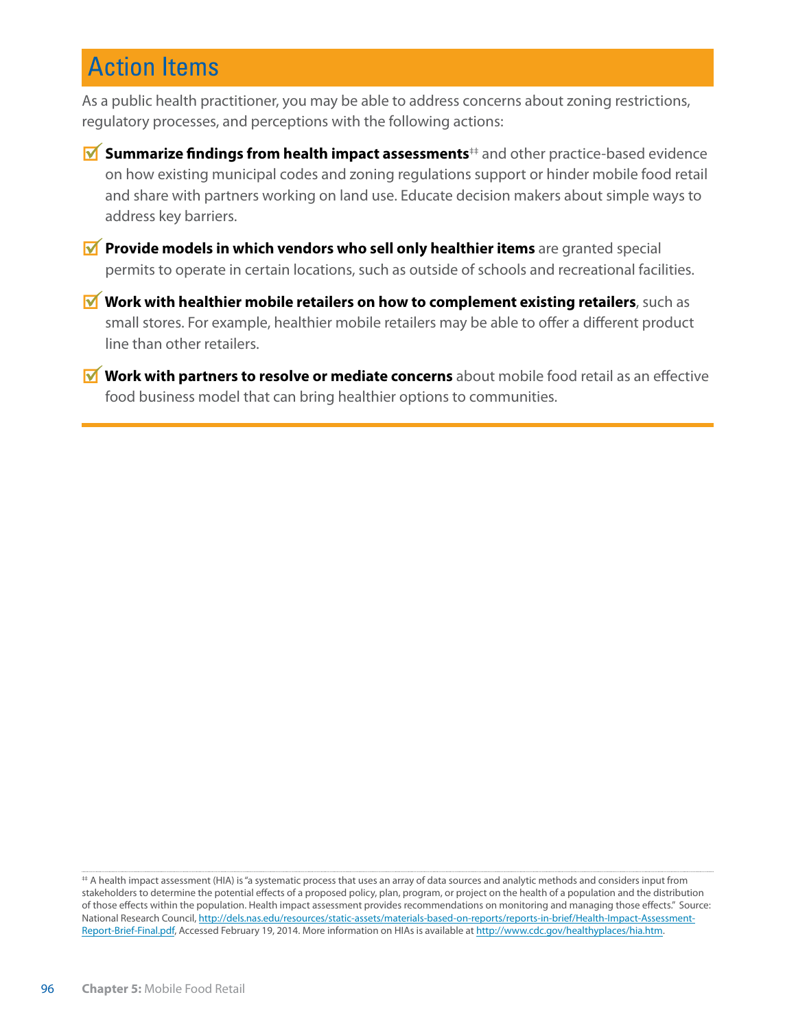## Action Items

As a public health practitioner, you may be able to address concerns about zoning restrictions, regulatory processes, and perceptions with the following actions:

- ☑ **Summarize findings from health impact assessments**[‡‡] and other practice-based evidence on how existing municipal codes and zoning regulations support or hinder mobile food retail and share with partners working on land use. Educate decision makers about simple ways to address key barriers.
- ☑ **Provide models in which vendors who sell only healthier items** are granted special permits to operate in certain locations, such as outside of schools and recreational facilities.
- ☑ **Work with healthier mobile retailers on how to complement existing retailers**, such as small stores. For example, healthier mobile retailers may be able to offer a different product line than other retailers.
- ☑ **Work with partners to resolve or mediate concerns** about mobile food retail as an effective food business model that can bring healthier options to communities.

---

[‡‡] A health impact assessment (HIA) is "a systematic process that uses an array of data sources and analytic methods and considers input from stakeholders to determine the potential effects of a proposed policy, plan, program, or project on the health of a population and the distribution of those effects within the population. Health impact assessment provides recommendations on monitoring and managing those effects." Source: National Research Council, http://dels.nas.edu/resources/static-assets/materials-based-on-reports/reports-in-brief/Health-Impact-Assessment-Report-Brief-Final.pdf, Accessed February 19, 2014. More information on HIAs is available at http://www.cdc.gov/healthyplaces/hia.htm.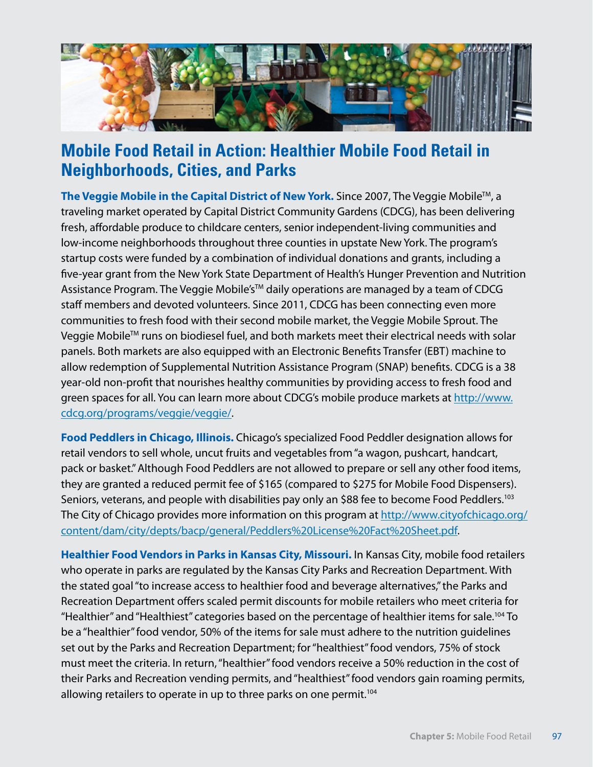## Mobile Food Retail in Action: Healthier Mobile Food Retail in Neighborhoods, Cities, and Parks

**The Veggie Mobile in the Capital District of New York.** Since 2007, The Veggie Mobile™, a traveling market operated by Capital District Community Gardens (CDCG), has been delivering fresh, affordable produce to childcare centers, senior independent-living communities and low-income neighborhoods throughout three counties in upstate New York. The program's startup costs were funded by a combination of individual donations and grants, including a five-year grant from the New York State Department of Health's Hunger Prevention and Nutrition Assistance Program. The Veggie Mobile's™ daily operations are managed by a team of CDCG staff members and devoted volunteers. Since 2011, CDCG has been connecting even more communities to fresh food with their second mobile market, the Veggie Mobile Sprout. The Veggie Mobile™ runs on biodiesel fuel, and both markets meet their electrical needs with solar panels. Both markets are also equipped with an Electronic Benefits Transfer (EBT) machine to allow redemption of Supplemental Nutrition Assistance Program (SNAP) benefits. CDCG is a 38 year-old non-profit that nourishes healthy communities by providing access to fresh food and green spaces for all. You can learn more about CDCG's mobile produce markets at http://www.cdcg.org/programs/veggie/veggie/.

**Food Peddlers in Chicago, Illinois.** Chicago's specialized Food Peddler designation allows for retail vendors to sell whole, uncut fruits and vegetables from "a wagon, pushcart, handcart, pack or basket." Although Food Peddlers are not allowed to prepare or sell any other food items, they are granted a reduced permit fee of $165 (compared to $275 for Mobile Food Dispensers). Seniors, veterans, and people with disabilities pay only an $88 fee to become Food Peddlers.[103] The City of Chicago provides more information on this program at http://www.cityofchicago.org/content/dam/city/depts/bacp/general/Peddlers%20License%20Fact%20Sheet.pdf.

**Healthier Food Vendors in Parks in Kansas City, Missouri.** In Kansas City, mobile food retailers who operate in parks are regulated by the Kansas City Parks and Recreation Department. With the stated goal "to increase access to healthier food and beverage alternatives," the Parks and Recreation Department offers scaled permit discounts for mobile retailers who meet criteria for "Healthier" and "Healthiest" categories based on the percentage of healthier items for sale.[104] To be a "healthier" food vendor, 50% of the items for sale must adhere to the nutrition guidelines set out by the Parks and Recreation Department; for "healthiest" food vendors, 75% of stock must meet the criteria. In return, "healthier" food vendors receive a 50% reduction in the cost of their Parks and Recreation vending permits, and "healthiest" food vendors gain roaming permits, allowing retailers to operate in up to three parks on one permit.[104]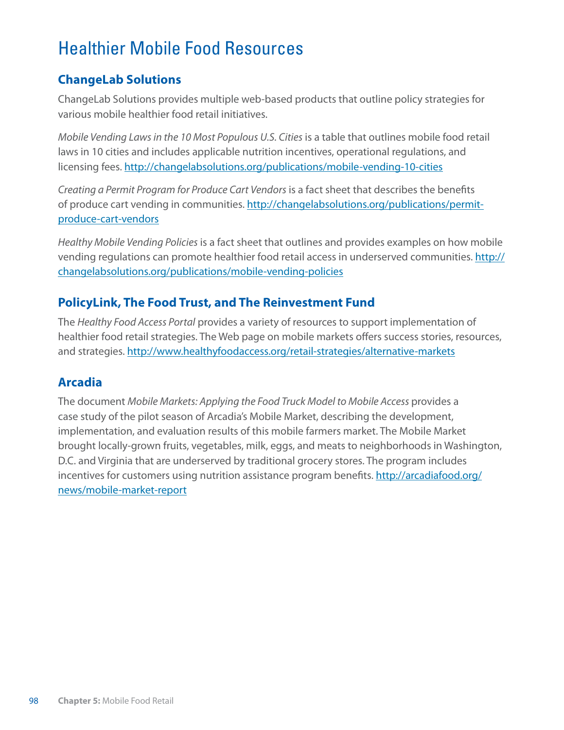# Healthier Mobile Food Resources

## ChangeLab Solutions

ChangeLab Solutions provides multiple web-based products that outline policy strategies for various mobile healthier food retail initiatives.

*Mobile Vending Laws in the 10 Most Populous U.S. Cities* is a table that outlines mobile food retail laws in 10 cities and includes applicable nutrition incentives, operational regulations, and licensing fees. http://changelabsolutions.org/publications/mobile-vending-10-cities

*Creating a Permit Program for Produce Cart Vendors* is a fact sheet that describes the benefits of produce cart vending in communities. http://changelabsolutions.org/publications/permit-produce-cart-vendors

*Healthy Mobile Vending Policies* is a fact sheet that outlines and provides examples on how mobile vending regulations can promote healthier food retail access in underserved communities. http://changelabsolutions.org/publications/mobile-vending-policies

## PolicyLink, The Food Trust, and The Reinvestment Fund

The *Healthy Food Access Portal* provides a variety of resources to support implementation of healthier food retail strategies. The Web page on mobile markets offers success stories, resources, and strategies. http://www.healthyfoodaccess.org/retail-strategies/alternative-markets

## Arcadia

The document *Mobile Markets: Applying the Food Truck Model to Mobile Access* provides a case study of the pilot season of Arcadia's Mobile Market, describing the development, implementation, and evaluation results of this mobile farmers market. The Mobile Market brought locally-grown fruits, vegetables, milk, eggs, and meats to neighborhoods in Washington, D.C. and Virginia that are underserved by traditional grocery stores. The program includes incentives for customers using nutrition assistance program benefits. http://arcadiafood.org/news/mobile-market-report